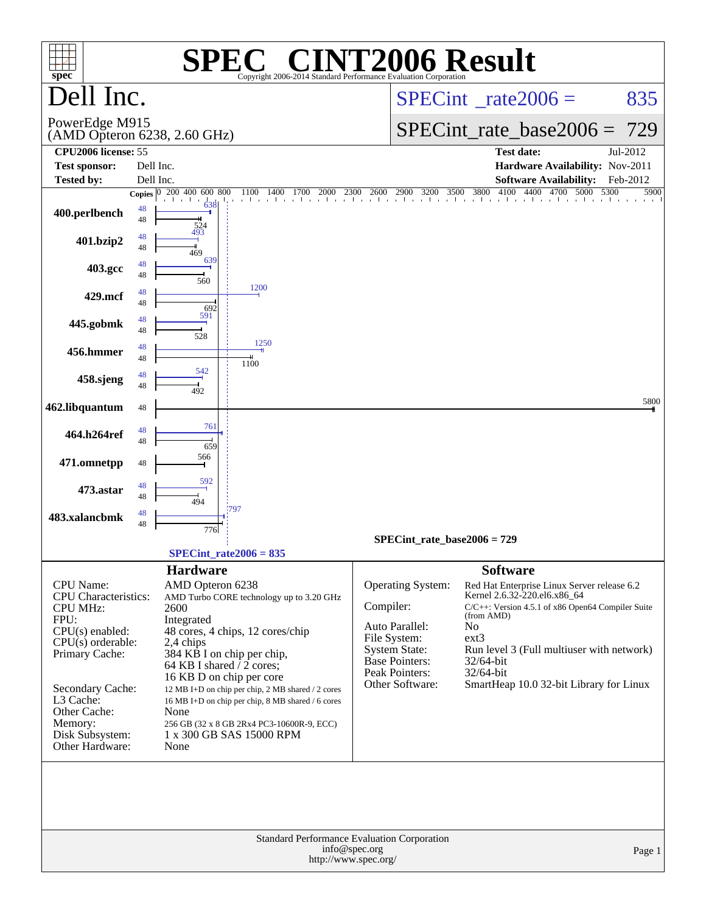# SPEC® CINT2006 Result

Copyright 2006-2014 Standard Performance Evaluation Corporation

## Dell Inc.

PowerEdge M915
(AMD Opteron 6238, 2.60 GHz)

**SPECint_rate2006 = 835**

**SPECint_rate_base2006 = 729**

| | | | |
|---|---|---|---|
| **CPU2006 license:** 55 | | **Test date:** | Jul-2012 |
| **Test sponsor:** | Dell Inc. | **Hardware Availability:** | Nov-2011 |
| **Tested by:** | Dell Inc. | **Software Availability:** | Feb-2012 |

| Benchmark | Copies | Peak | Base |
|---|---|---|---|
| 400.perlbench | 48 | 638 | 524 |
| 401.bzip2 | 48 | 493 | 469 |
| 403.gcc | 48 | 639 | 560 |
| 429.mcf | 48 | 1200 | 692 |
| 445.gobmk | 48 | 591 | 528 |
| 456.hmmer | 48 | 1250 | 1100 |
| 458.sjeng | 48 | 542 | 492 |
| 462.libquantum | 48 | | 5800 |
| 464.h264ref | 48 | 761 | 659 |
| 471.omnetpp | 48 | | 566 |
| 473.astar | 48 | 592 | 494 |
| 483.xalancbmk | 48 | 797 | 776 |

SPECint_rate_base2006 = 729

SPECint_rate2006 = 835

## Hardware

| | |
|---|---|
| CPU Name: | AMD Opteron 6238 |
| CPU Characteristics: | AMD Turbo CORE technology up to 3.20 GHz |
| CPU MHz: | 2600 |
| FPU: | Integrated |
| CPU(s) enabled: | 48 cores, 4 chips, 12 cores/chip |
| CPU(s) orderable: | 2,4 chips |
| Primary Cache: | 384 KB I on chip per chip, 64 KB I shared / 2 cores; 16 KB D on chip per core |
| Secondary Cache: | 12 MB I+D on chip per chip, 2 MB shared / 2 cores |
| L3 Cache: | 16 MB I+D on chip per chip, 8 MB shared / 6 cores |
| Other Cache: | None |
| Memory: | 256 GB (32 x 8 GB 2Rx4 PC3-10600R-9, ECC) |
| Disk Subsystem: | 1 x 300 GB SAS 15000 RPM |
| Other Hardware: | None |

## Software

| | |
|---|---|
| Operating System: | Red Hat Enterprise Linux Server release 6.2 Kernel 2.6.32-220.el6.x86_64 |
| Compiler: | C/C++: Version 4.5.1 of x86 Open64 Compiler Suite (from AMD) |
| Auto Parallel: | No |
| File System: | ext3 |
| System State: | Run level 3 (Full multiuser with network) |
| Base Pointers: | 32/64-bit |
| Peak Pointers: | 32/64-bit |
| Other Software: | SmartHeap 10.0 32-bit Library for Linux |

Standard Performance Evaluation Corporation
info@spec.org
http://www.spec.org/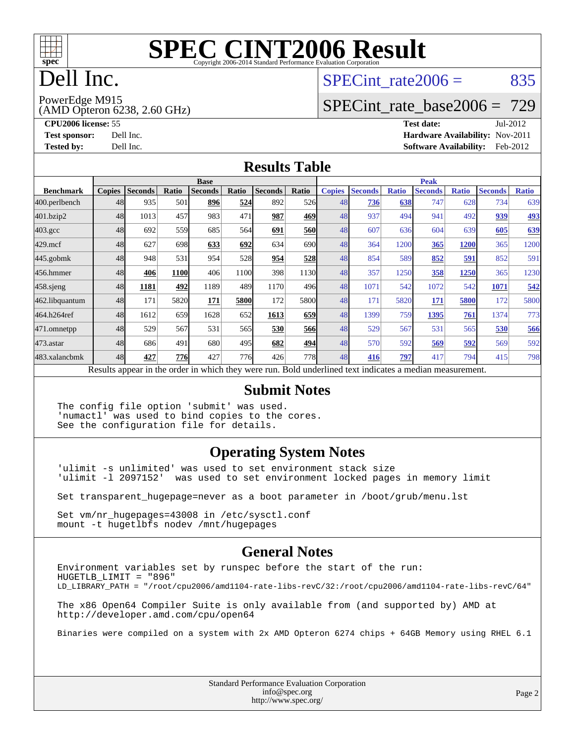# SPEC CINT2006 Result

Copyright 2006-2014 Standard Performance Evaluation Corporation

# Dell Inc.

PowerEdge M915
(AMD Opteron 6238, 2.60 GHz)

SPECint_rate2006 = 835

SPECint_rate_base2006 = 729

**CPU2006 license:** 55
**Test sponsor:** Dell Inc.
**Tested by:** Dell Inc.

**Test date:** Jul-2012
**Hardware Availability:** Nov-2011
**Software Availability:** Feb-2012

## Results Table

| Benchmark | Base | | | | | | | Peak | | | | | | |
|---|---|---|---|---|---|---|---|---|---|---|---|---|---|---|
| | Copies | Seconds | Ratio | Seconds | Ratio | Seconds | Ratio | Copies | Seconds | Ratio | Seconds | Ratio | Seconds | Ratio |
| 400.perlbench | 48 | 935 | 501 | **896** | **524** | 892 | 526 | 48 | **736** | **638** | 747 | 628 | 734 | 639 |
| 401.bzip2 | 48 | 1013 | 457 | 983 | 471 | **987** | **469** | 48 | 937 | 494 | 941 | 492 | **939** | **493** |
| 403.gcc | 48 | 692 | 559 | 685 | 564 | **691** | **560** | 48 | 607 | 636 | 604 | 639 | **605** | **639** |
| 429.mcf | 48 | 627 | 698 | **633** | **692** | 634 | 690 | 48 | 364 | 1200 | **365** | **1200** | 365 | 1200 |
| 445.gobmk | 48 | 948 | 531 | 954 | 528 | **954** | **528** | 48 | 854 | 589 | **852** | **591** | 852 | 591 |
| 456.hmmer | 48 | **406** | **1100** | 406 | 1100 | 398 | 1130 | 48 | 357 | 1250 | **358** | **1250** | 365 | 1230 |
| 458.sjeng | 48 | **1181** | **492** | 1189 | 489 | 1170 | 496 | 48 | 1071 | 542 | 1072 | 542 | **1071** | **542** |
| 462.libquantum | 48 | 171 | 5820 | **171** | **5800** | 172 | 5800 | 48 | 171 | 5820 | **171** | **5800** | 172 | 5800 |
| 464.h264ref | 48 | 1612 | 659 | 1628 | 652 | **1613** | **659** | 48 | 1399 | 759 | **1395** | **761** | 1374 | 773 |
| 471.omnetpp | 48 | 529 | 567 | 531 | 565 | **530** | **566** | 48 | 529 | 567 | 531 | 565 | **530** | **566** |
| 473.astar | 48 | 686 | 491 | 680 | 495 | **682** | **494** | 48 | 570 | 592 | **569** | **592** | 569 | 592 |
| 483.xalancbmk | 48 | **427** | **776** | 427 | 776 | 426 | 778 | 48 | **416** | **797** | 417 | 794 | 415 | 798 |

Results appear in the order in which they were run. Bold underlined text indicates a median measurement.

## Submit Notes

```
The config file option 'submit' was used.
'numactl' was used to bind copies to the cores.
See the configuration file for details.
```

## Operating System Notes

```
'ulimit -s unlimited' was used to set environment stack size
'ulimit -l 2097152'  was used to set environment locked pages in memory limit

Set transparent_hugepage=never as a boot parameter in /boot/grub/menu.lst

Set vm/nr_hugepages=43008 in /etc/sysctl.conf
mount -t hugetlbfs nodev /mnt/hugepages
```

## General Notes

```
Environment variables set by runspec before the start of the run:
HUGETLB_LIMIT = "896"
LD_LIBRARY_PATH = "/root/cpu2006/amd1104-rate-libs-revC/32:/root/cpu2006/amd1104-rate-libs-revC/64"

The x86 Open64 Compiler Suite is only available from (and supported by) AMD at
http://developer.amd.com/cpu/open64

Binaries were compiled on a system with 2x AMD Opteron 6274 chips + 64GB Memory using RHEL 6.1
```

Standard Performance Evaluation Corporation
info@spec.org
http://www.spec.org/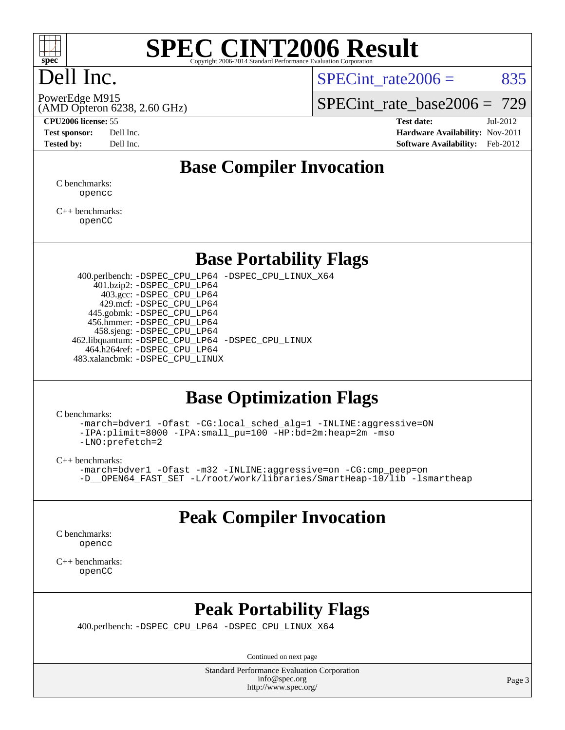# SPEC CINT2006 Result

Copyright 2006-2014 Standard Performance Evaluation Corporation

# Dell Inc.

PowerEdge M915
(AMD Opteron 6238, 2.60 GHz)

SPECint_rate2006 = 835

SPECint_rate_base2006 = 729

**CPU2006 license:** 55
**Test sponsor:** Dell Inc.
**Tested by:** Dell Inc.

**Test date:** Jul-2012
**Hardware Availability:** Nov-2011
**Software Availability:** Feb-2012

## Base Compiler Invocation

C benchmarks:
opencc

C++ benchmarks:
openCC

## Base Portability Flags

400.perlbench: -DSPEC_CPU_LP64 -DSPEC_CPU_LINUX_X64
401.bzip2: -DSPEC_CPU_LP64
403.gcc: -DSPEC_CPU_LP64
429.mcf: -DSPEC_CPU_LP64
445.gobmk: -DSPEC_CPU_LP64
456.hmmer: -DSPEC_CPU_LP64
458.sjeng: -DSPEC_CPU_LP64
462.libquantum: -DSPEC_CPU_LP64 -DSPEC_CPU_LINUX
464.h264ref: -DSPEC_CPU_LP64
483.xalancbmk: -DSPEC_CPU_LINUX

## Base Optimization Flags

C benchmarks:
-march=bdver1 -Ofast -CG:local_sched_alg=1 -INLINE:aggressive=ON
-IPA:plimit=8000 -IPA:small_pu=100 -HP:bd=2m:heap=2m -mso
-LNO:prefetch=2

C++ benchmarks:
-march=bdver1 -Ofast -m32 -INLINE:aggressive=on -CG:cmp_peep=on
-D__OPEN64_FAST_SET -L/root/work/libraries/SmartHeap-10/lib -lsmartheap

## Peak Compiler Invocation

C benchmarks:
opencc

C++ benchmarks:
openCC

## Peak Portability Flags

400.perlbench: -DSPEC_CPU_LP64 -DSPEC_CPU_LINUX_X64

Continued on next page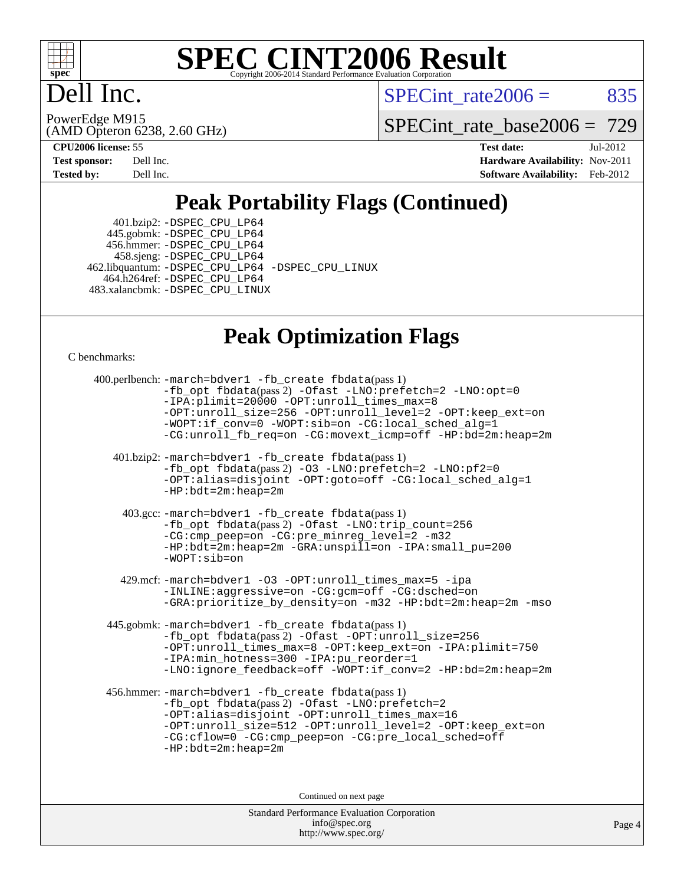# SPEC CINT2006 Result

Copyright 2006-2014 Standard Performance Evaluation Corporation

## Dell Inc.

PowerEdge M915
(AMD Opteron 6238, 2.60 GHz)

SPECint_rate2006 = 835

SPECint_rate_base2006 = 729

| | | | |
|---|---|---|---|
| **CPU2006 license:** | 55 | **Test date:** | Jul-2012 |
| **Test sponsor:** | Dell Inc. | **Hardware Availability:** | Nov-2011 |
| **Tested by:** | Dell Inc. | **Software Availability:** | Feb-2012 |

## Peak Portability Flags (Continued)

401.bzip2: -DSPEC_CPU_LP64
445.gobmk: -DSPEC_CPU_LP64
456.hmmer: -DSPEC_CPU_LP64
458.sjeng: -DSPEC_CPU_LP64
462.libquantum: -DSPEC_CPU_LP64 -DSPEC_CPU_LINUX
464.h264ref: -DSPEC_CPU_LP64
483.xalancbmk: -DSPEC_CPU_LINUX

## Peak Optimization Flags

C benchmarks:

400.perlbench: -march=bdver1 -fb_create fbdata(pass 1) -fb_opt fbdata(pass 2) -Ofast -LNO:prefetch=2 -LNO:opt=0 -IPA:plimit=20000 -OPT:unroll_times_max=8 -OPT:unroll_size=256 -OPT:unroll_level=2 -OPT:keep_ext=on -WOPT:if_conv=0 -WOPT:sib=on -CG:local_sched_alg=1 -CG:unroll_fb_req=on -CG:movext_icmp=off -HP:bd=2m:heap=2m

401.bzip2: -march=bdver1 -fb_create fbdata(pass 1) -fb_opt fbdata(pass 2) -O3 -LNO:prefetch=2 -LNO:pf2=0 -OPT:alias=disjoint -OPT:goto=off -CG:local_sched_alg=1 -HP:bdt=2m:heap=2m

403.gcc: -march=bdver1 -fb_create fbdata(pass 1) -fb_opt fbdata(pass 2) -Ofast -LNO:trip_count=256 -CG:cmp_peep=on -CG:pre_minreg_level=2 -m32 -HP:bdt=2m:heap=2m -GRA:unspill=on -IPA:small_pu=200 -WOPT:sib=on

429.mcf: -march=bdver1 -O3 -OPT:unroll_times_max=5 -ipa -INLINE:aggressive=on -CG:gcm=off -CG:dsched=on -GRA:prioritize_by_density=on -m32 -HP:bdt=2m:heap=2m -mso

445.gobmk: -march=bdver1 -fb_create fbdata(pass 1) -fb_opt fbdata(pass 2) -Ofast -OPT:unroll_size=256 -OPT:unroll_times_max=8 -OPT:keep_ext=on -IPA:plimit=750 -IPA:min_hotness=300 -IPA:pu_reorder=1 -LNO:ignore_feedback=off -WOPT:if_conv=2 -HP:bd=2m:heap=2m

456.hmmer: -march=bdver1 -fb_create fbdata(pass 1) -fb_opt fbdata(pass 2) -Ofast -LNO:prefetch=2 -OPT:alias=disjoint -OPT:unroll_times_max=16 -OPT:unroll_size=512 -OPT:unroll_level=2 -OPT:keep_ext=on -CG:cflow=0 -CG:cmp_peep=on -CG:pre_local_sched=off -HP:bdt=2m:heap=2m

Continued on next page

Standard Performance Evaluation Corporation
info@spec.org
http://www.spec.org/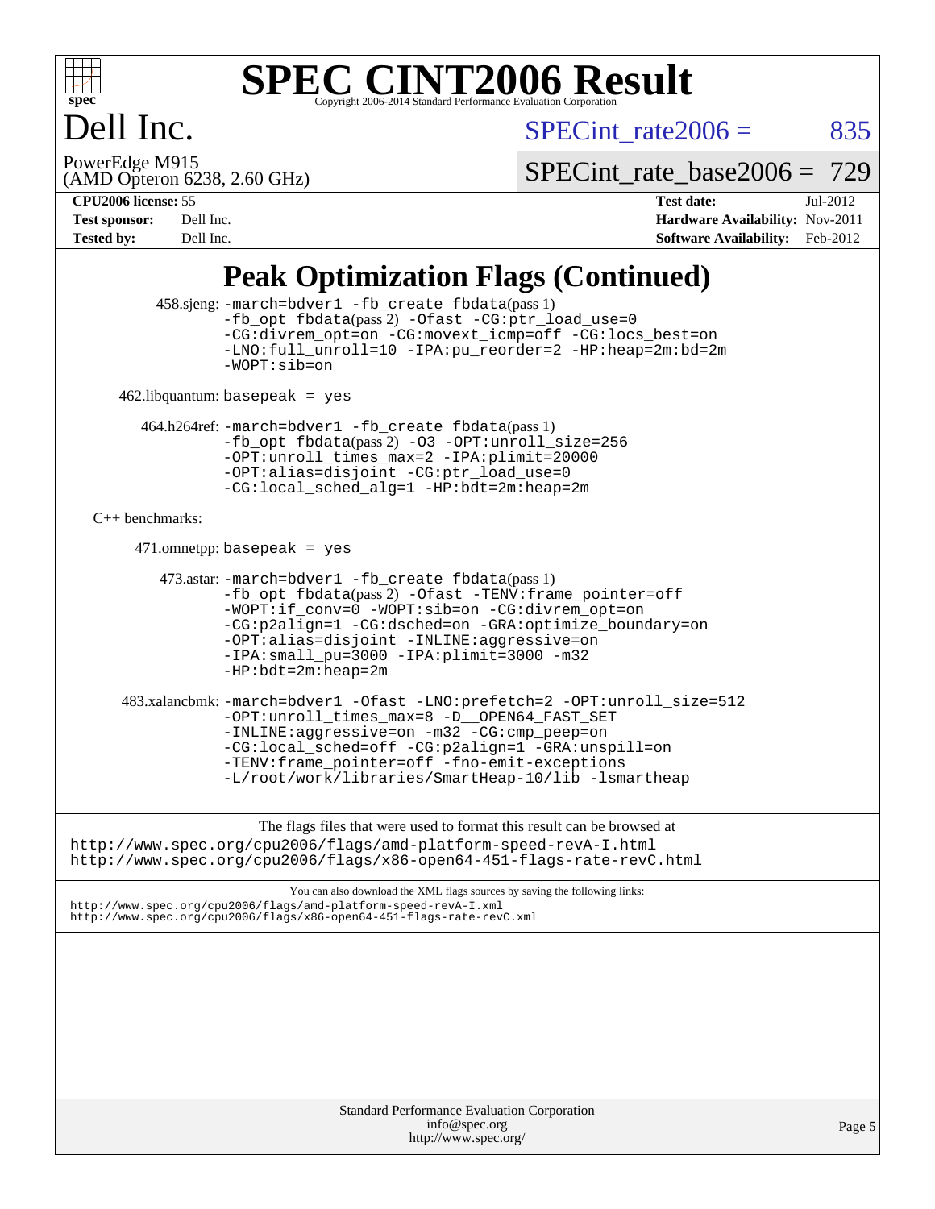# SPEC CINT2006 Result

Copyright 2006-2014 Standard Performance Evaluation Corporation

# Dell Inc.

PowerEdge M915
(AMD Opteron 6238, 2.60 GHz)

SPECint_rate2006 = 835

SPECint_rate_base2006 = 729

**CPU2006 license:** 55
**Test sponsor:** Dell Inc.
**Tested by:** Dell Inc.

**Test date:** Jul-2012
**Hardware Availability:** Nov-2011
**Software Availability:** Feb-2012

## Peak Optimization Flags (Continued)

458.sjeng: `-march=bdver1 -fb_create fbdata`(pass 1) `-fb_opt fbdata`(pass 2) `-Ofast -CG:ptr_load_use=0 -CG:divrem_opt=on -CG:movext_icmp=off -CG:locs_best=on -LNO:full_unroll=10 -IPA:pu_reorder=2 -HP:heap=2m:bd=2m -WOPT:sib=on`

462.libquantum: `basepeak = yes`

464.h264ref: `-march=bdver1 -fb_create fbdata`(pass 1) `-fb_opt fbdata`(pass 2) `-O3 -OPT:unroll_size=256 -OPT:unroll_times_max=2 -IPA:plimit=20000 -OPT:alias=disjoint -CG:ptr_load_use=0 -CG:local_sched_alg=1 -HP:bdt=2m:heap=2m`

C++ benchmarks:

471.omnetpp: `basepeak = yes`

473.astar: `-march=bdver1 -fb_create fbdata`(pass 1) `-fb_opt fbdata`(pass 2) `-Ofast -TENV:frame_pointer=off -WOPT:if_conv=0 -WOPT:sib=on -CG:divrem_opt=on -CG:p2align=1 -CG:dsched=on -GRA:optimize_boundary=on -OPT:alias=disjoint -INLINE:aggressive=on -IPA:small_pu=3000 -IPA:plimit=3000 -m32 -HP:bdt=2m:heap=2m`

483.xalancbmk: `-march=bdver1 -Ofast -LNO:prefetch=2 -OPT:unroll_size=512 -OPT:unroll_times_max=8 -D__OPEN64_FAST_SET -INLINE:aggressive=on -m32 -CG:cmp_peep=on -CG:local_sched=off -CG:p2align=1 -GRA:unspill=on -TENV:frame_pointer=off -fno-emit-exceptions -L/root/work/libraries/SmartHeap-10/lib -lsmartheap`

The flags files that were used to format this result can be browsed at
http://www.spec.org/cpu2006/flags/amd-platform-speed-revA-I.html
http://www.spec.org/cpu2006/flags/x86-open64-451-flags-rate-revC.html

You can also download the XML flags sources by saving the following links:
http://www.spec.org/cpu2006/flags/amd-platform-speed-revA-I.xml
http://www.spec.org/cpu2006/flags/x86-open64-451-flags-rate-revC.xml

Standard Performance Evaluation Corporation
info@spec.org
http://www.spec.org/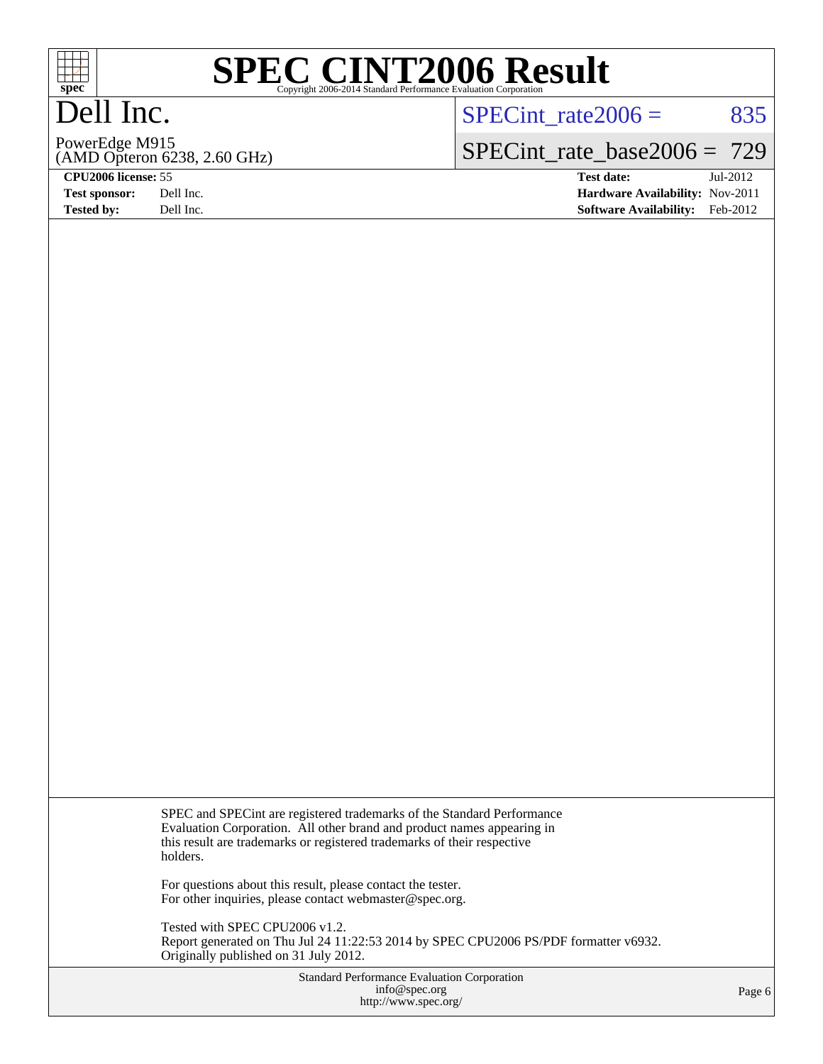SPEC and SPECint are registered trademarks of the Standard Performance Evaluation Corporation. All other brand and product names appearing in this result are trademarks or registered trademarks of their respective holders.

For questions about this result, please contact the tester.
For other inquiries, please contact webmaster@spec.org.

Tested with SPEC CPU2006 v1.2.
Report generated on Thu Jul 24 11:22:53 2014 by SPEC CPU2006 PS/PDF formatter v6932.
Originally published on 31 July 2012.